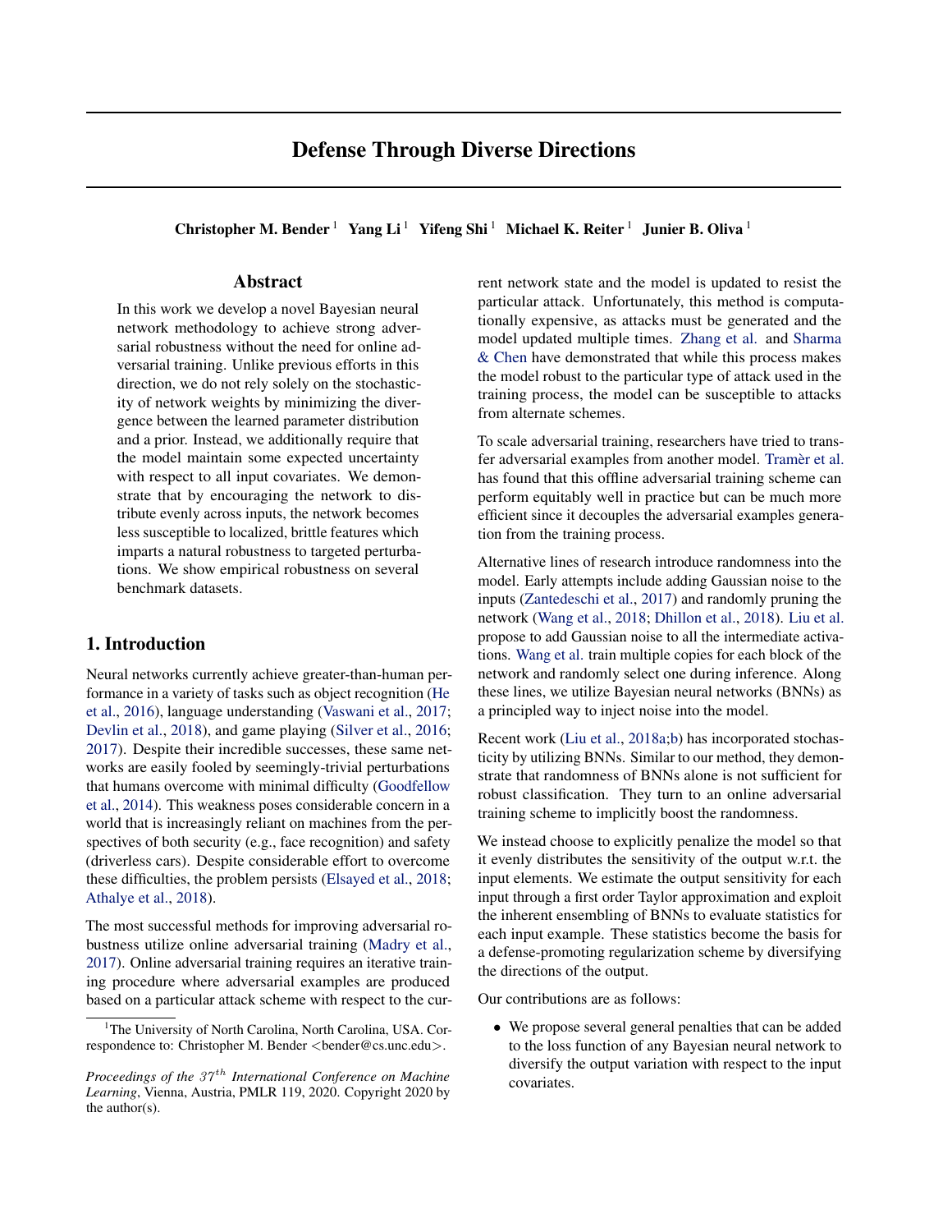# Defense Through Diverse Directions

**Christopher M. Bender** [1] **Yang Li** [1] **Yifeng Shi** [1] **Michael K. Reiter** [1] **Junier B. Oliva** [1]

## Abstract

In this work we develop a novel Bayesian neural network methodology to achieve strong adversarial robustness without the need for online adversarial training. Unlike previous efforts in this direction, we do not rely solely on the stochasticity of network weights by minimizing the divergence between the learned parameter distribution and a prior. Instead, we additionally require that the model maintain some expected uncertainty with respect to all input covariates. We demonstrate that by encouraging the network to distribute evenly across inputs, the network becomes less susceptible to localized, brittle features which imparts a natural robustness to targeted perturbations. We show empirical robustness on several benchmark datasets.

## 1. Introduction

Neural networks currently achieve greater-than-human performance in a variety of tasks such as object recognition (He et al., 2016), language understanding (Vaswani et al., 2017; Devlin et al., 2018), and game playing (Silver et al., 2016; 2017). Despite their incredible successes, these same networks are easily fooled by seemingly-trivial perturbations that humans overcome with minimal difficulty (Goodfellow et al., 2014). This weakness poses considerable concern in a world that is increasingly reliant on machines from the perspectives of both security (e.g., face recognition) and safety (driverless cars). Despite considerable effort to overcome these difficulties, the problem persists (Elsayed et al., 2018; Athalye et al., 2018).

The most successful methods for improving adversarial robustness utilize online adversarial training (Madry et al., 2017). Online adversarial training requires an iterative training procedure where adversarial examples are produced based on a particular attack scheme with respect to the current network state and the model is updated to resist the particular attack. Unfortunately, this method is computationally expensive, as attacks must be generated and the model updated multiple times. Zhang et al. and Sharma & Chen have demonstrated that while this process makes the model robust to the particular type of attack used in the training process, the model can be susceptible to attacks from alternate schemes.

To scale adversarial training, researchers have tried to transfer adversarial examples from another model. Tramèr et al. has found that this offline adversarial training scheme can perform equitably well in practice but can be much more efficient since it decouples the adversarial examples generation from the training process.

Alternative lines of research introduce randomness into the model. Early attempts include adding Gaussian noise to the inputs (Zantedeschi et al., 2017) and randomly pruning the network (Wang et al., 2018; Dhillon et al., 2018). Liu et al. propose to add Gaussian noise to all the intermediate activations. Wang et al. train multiple copies for each block of the network and randomly select one during inference. Along these lines, we utilize Bayesian neural networks (BNNs) as a principled way to inject noise into the model.

Recent work (Liu et al., 2018a;b) has incorporated stochasticity by utilizing BNNs. Similar to our method, they demonstrate that randomness of BNNs alone is not sufficient for robust classification. They turn to an online adversarial training scheme to implicitly boost the randomness.

We instead choose to explicitly penalize the model so that it evenly distributes the sensitivity of the output w.r.t. the input elements. We estimate the output sensitivity for each input through a first order Taylor approximation and exploit the inherent ensembling of BNNs to evaluate statistics for each input example. These statistics become the basis for a defense-promoting regularization scheme by diversifying the directions of the output.

Our contributions are as follows:

- We propose several general penalties that can be added to the loss function of any Bayesian neural network to diversify the output variation with respect to the input covariates.

[1]The University of North Carolina, North Carolina, USA. Correspondence to: Christopher M. Bender <bender@cs.unc.edu>.

*Proceedings of the 37th International Conference on Machine Learning*, Vienna, Austria, PMLR 119, 2020. Copyright 2020 by the author(s).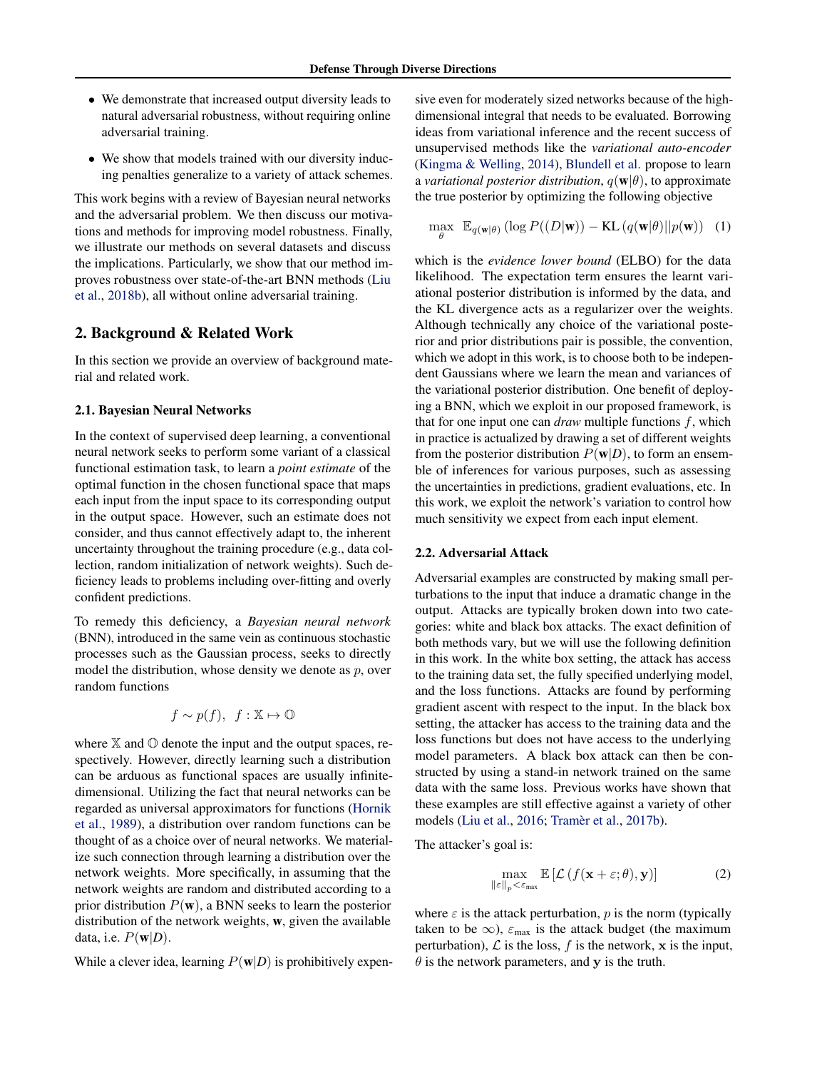- We demonstrate that increased output diversity leads to natural adversarial robustness, without requiring online adversarial training.
- We show that models trained with our diversity inducing penalties generalize to a variety of attack schemes.

This work begins with a review of Bayesian neural networks and the adversarial problem. We then discuss our motivations and methods for improving model robustness. Finally, we illustrate our methods on several datasets and discuss the implications. Particularly, we show that our method improves robustness over state-of-the-art BNN methods (Liu et al., 2018b), all without online adversarial training.

## 2. Background & Related Work

In this section we provide an overview of background material and related work.

### 2.1. Bayesian Neural Networks

In the context of supervised deep learning, a conventional neural network seeks to perform some variant of a classical functional estimation task, to learn a *point estimate* of the optimal function in the chosen functional space that maps each input from the input space to its corresponding output in the output space. However, such an estimate does not consider, and thus cannot effectively adapt to, the inherent uncertainty throughout the training procedure (e.g., data collection, random initialization of network weights). Such deficiency leads to problems including over-fitting and overly confident predictions.

To remedy this deficiency, a *Bayesian neural network* (BNN), introduced in the same vein as continuous stochastic processes such as the Gaussian process, seeks to directly model the distribution, whose density we denote as $p$, over random functions

$$f \sim p(f), \;\; f : \mathbb{X} \mapsto \mathbb{O}$$

where $\mathbb{X}$ and $\mathbb{O}$ denote the input and the output spaces, respectively. However, directly learning such a distribution can be arduous as functional spaces are usually infinite-dimensional. Utilizing the fact that neural networks can be regarded as universal approximators for functions (Hornik et al., 1989), a distribution over random functions can be thought of as a choice over of neural networks. We materialize such connection through learning a distribution over the network weights. More specifically, in assuming that the network weights are random and distributed according to a prior distribution $P(\mathbf{w})$, a BNN seeks to learn the posterior distribution of the network weights, $\mathbf{w}$, given the available data, i.e. $P(\mathbf{w}|D)$.

While a clever idea, learning $P(\mathbf{w}|D)$ is prohibitively expensive even for moderately sized networks because of the high-dimensional integral that needs to be evaluated. Borrowing ideas from variational inference and the recent success of unsupervised methods like the *variational auto-encoder* (Kingma & Welling, 2014), Blundell et al. propose to learn a *variational posterior distribution*, $q(\mathbf{w}|\theta)$, to approximate the true posterior by optimizing the following objective

$$\max_{\theta} \;\; \mathbb{E}_{q(\mathbf{w}|\theta)} \left( \log P((D|\mathbf{w})) - \mathrm{KL}\left(q(\mathbf{w}|\theta)||p(\mathbf{w})\right) \right. \quad (1)$$

which is the *evidence lower bound* (ELBO) for the data likelihood. The expectation term ensures the learnt variational posterior distribution is informed by the data, and the KL divergence acts as a regularizer over the weights. Although technically any choice of the variational posterior and prior distributions pair is possible, the convention, which we adopt in this work, is to choose both to be independent Gaussians where we learn the mean and variances of the variational posterior distribution. One benefit of deploying a BNN, which we exploit in our proposed framework, is that for one input one can *draw* multiple functions $f$, which in practice is actualized by drawing a set of different weights from the posterior distribution $P(\mathbf{w}|D)$, to form an ensemble of inferences for various purposes, such as assessing the uncertainties in predictions, gradient evaluations, etc. In this work, we exploit the network's variation to control how much sensitivity we expect from each input element.

### 2.2. Adversarial Attack

Adversarial examples are constructed by making small perturbations to the input that induce a dramatic change in the output. Attacks are typically broken down into two categories: white and black box attacks. The exact definition of both methods vary, but we will use the following definition in this work. In the white box setting, the attack has access to the training data set, the fully specified underlying model, and the loss functions. Attacks are found by performing gradient ascent with respect to the input. In the black box setting, the attacker has access to the training data and the loss functions but does not have access to the underlying model parameters. A black box attack can then be constructed by using a stand-in network trained on the same data with the same loss. Previous works have shown that these examples are still effective against a variety of other models (Liu et al., 2016; Tramèr et al., 2017b).

The attacker's goal is:

$$\max_{\|\varepsilon\|_p < \varepsilon_{\max}} \mathbb{E}\left[\mathcal{L}\left(f(\mathbf{x}+\varepsilon;\theta), \mathbf{y}\right)\right] \quad (2)$$

where $\varepsilon$ is the attack perturbation, $p$ is the norm (typically taken to be $\infty$), $\varepsilon_{\max}$ is the attack budget (the maximum perturbation), $\mathcal{L}$ is the loss, $f$ is the network, $\mathbf{x}$ is the input, $\theta$ is the network parameters, and $\mathbf{y}$ is the truth.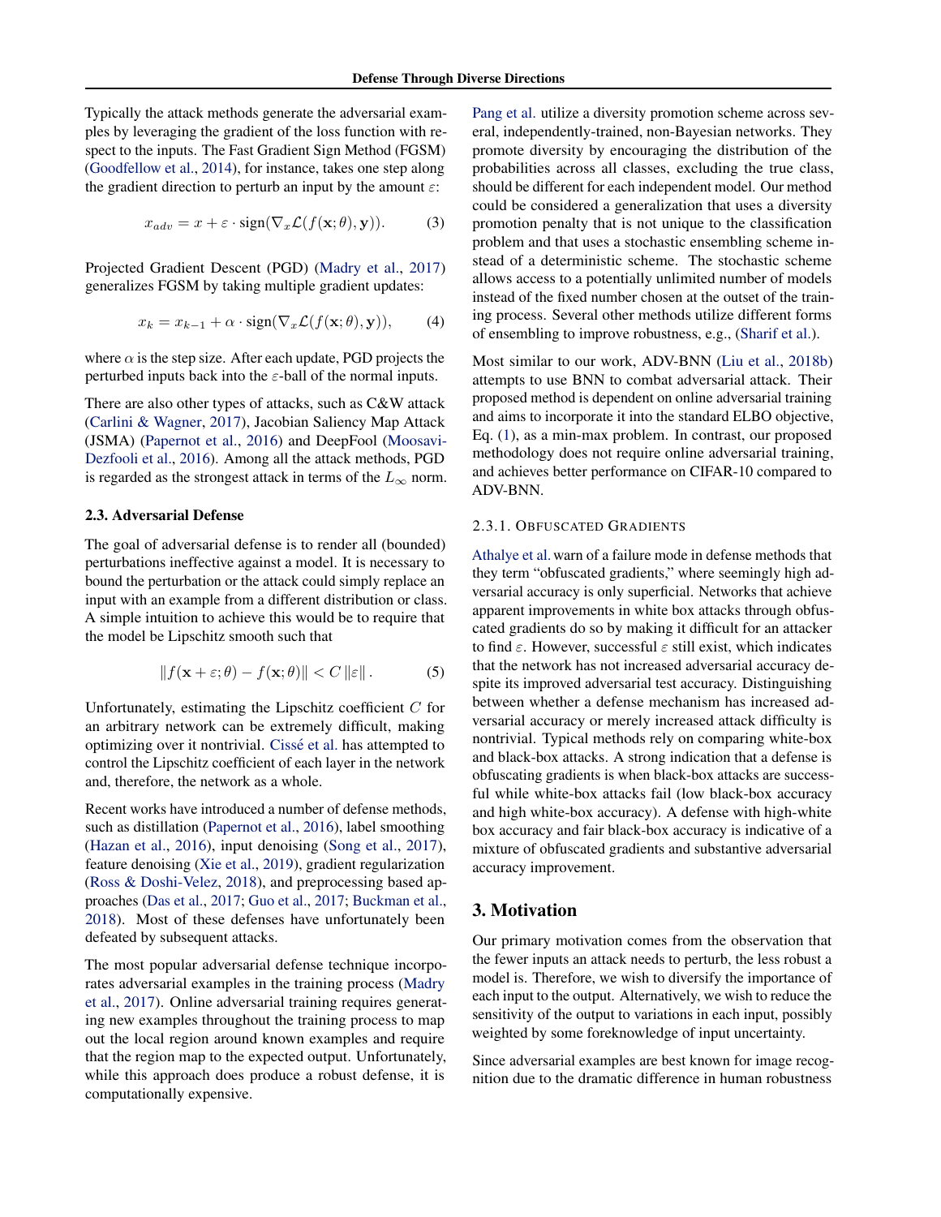Typically the attack methods generate the adversarial examples by leveraging the gradient of the loss function with respect to the inputs. The Fast Gradient Sign Method (FGSM) (Goodfellow et al., 2014), for instance, takes one step along the gradient direction to perturb an input by the amount $\varepsilon$:

$$x_{adv} = x + \varepsilon \cdot \text{sign}(\nabla_x \mathcal{L}(f(\mathbf{x}; \theta), \mathbf{y})). \tag{3}$$

Projected Gradient Descent (PGD) (Madry et al., 2017) generalizes FGSM by taking multiple gradient updates:

$$x_k = x_{k-1} + \alpha \cdot \text{sign}(\nabla_x \mathcal{L}(f(\mathbf{x}; \theta), \mathbf{y})), \tag{4}$$

where $\alpha$ is the step size. After each update, PGD projects the perturbed inputs back into the $\varepsilon$-ball of the normal inputs.

There are also other types of attacks, such as C&W attack (Carlini & Wagner, 2017), Jacobian Saliency Map Attack (JSMA) (Papernot et al., 2016) and DeepFool (Moosavi-Dezfooli et al., 2016). Among all the attack methods, PGD is regarded as the strongest attack in terms of the $L_\infty$ norm.

### 2.3. Adversarial Defense

The goal of adversarial defense is to render all (bounded) perturbations ineffective against a model. It is necessary to bound the perturbation or the attack could simply replace an input with an example from a different distribution or class. A simple intuition to achieve this would be to require that the model be Lipschitz smooth such that

$$\|f(\mathbf{x} + \varepsilon; \theta) - f(\mathbf{x}; \theta)\| < C \|\varepsilon\|. \tag{5}$$

Unfortunately, estimating the Lipschitz coefficient $C$ for an arbitrary network can be extremely difficult, making optimizing over it nontrivial. Cissé et al. has attempted to control the Lipschitz coefficient of each layer in the network and, therefore, the network as a whole.

Recent works have introduced a number of defense methods, such as distillation (Papernot et al., 2016), label smoothing (Hazan et al., 2016), input denoising (Song et al., 2017), feature denoising (Xie et al., 2019), gradient regularization (Ross & Doshi-Velez, 2018), and preprocessing based approaches (Das et al., 2017; Guo et al., 2017; Buckman et al., 2018). Most of these defenses have unfortunately been defeated by subsequent attacks.

The most popular adversarial defense technique incorporates adversarial examples in the training process (Madry et al., 2017). Online adversarial training requires generating new examples throughout the training process to map out the local region around known examples and require that the region map to the expected output. Unfortunately, while this approach does produce a robust defense, it is computationally expensive.

Pang et al. utilize a diversity promotion scheme across several, independently-trained, non-Bayesian networks. They promote diversity by encouraging the distribution of the probabilities across all classes, excluding the true class, should be different for each independent model. Our method could be considered a generalization that uses a diversity promotion penalty that is not unique to the classification problem and that uses a stochastic ensembling scheme instead of a deterministic scheme. The stochastic scheme allows access to a potentially unlimited number of models instead of the fixed number chosen at the outset of the training process. Several other methods utilize different forms of ensembling to improve robustness, e.g., (Sharif et al.).

Most similar to our work, ADV-BNN (Liu et al., 2018b) attempts to use BNN to combat adversarial attack. Their proposed method is dependent on online adversarial training and aims to incorporate it into the standard ELBO objective, Eq. (1), as a min-max problem. In contrast, our proposed methodology does not require online adversarial training, and achieves better performance on CIFAR-10 compared to ADV-BNN.

#### 2.3.1. Obfuscated Gradients

Athalye et al. warn of a failure mode in defense methods that they term "obfuscated gradients," where seemingly high adversarial accuracy is only superficial. Networks that achieve apparent improvements in white box attacks through obfuscated gradients do so by making it difficult for an attacker to find $\varepsilon$. However, successful $\varepsilon$ still exist, which indicates that the network has not increased adversarial accuracy despite its improved adversarial test accuracy. Distinguishing between whether a defense mechanism has increased adversarial accuracy or merely increased attack difficulty is nontrivial. Typical methods rely on comparing white-box and black-box attacks. A strong indication that a defense is obfuscating gradients is when black-box attacks are successful while white-box attacks fail (low black-box accuracy and high white-box accuracy). A defense with high-white box accuracy and fair black-box accuracy is indicative of a mixture of obfuscated gradients and substantive adversarial accuracy improvement.

## 3. Motivation

Our primary motivation comes from the observation that the fewer inputs an attack needs to perturb, the less robust a model is. Therefore, we wish to diversify the importance of each input to the output. Alternatively, we wish to reduce the sensitivity of the output to variations in each input, possibly weighted by some foreknowledge of input uncertainty.

Since adversarial examples are best known for image recognition due to the dramatic difference in human robustness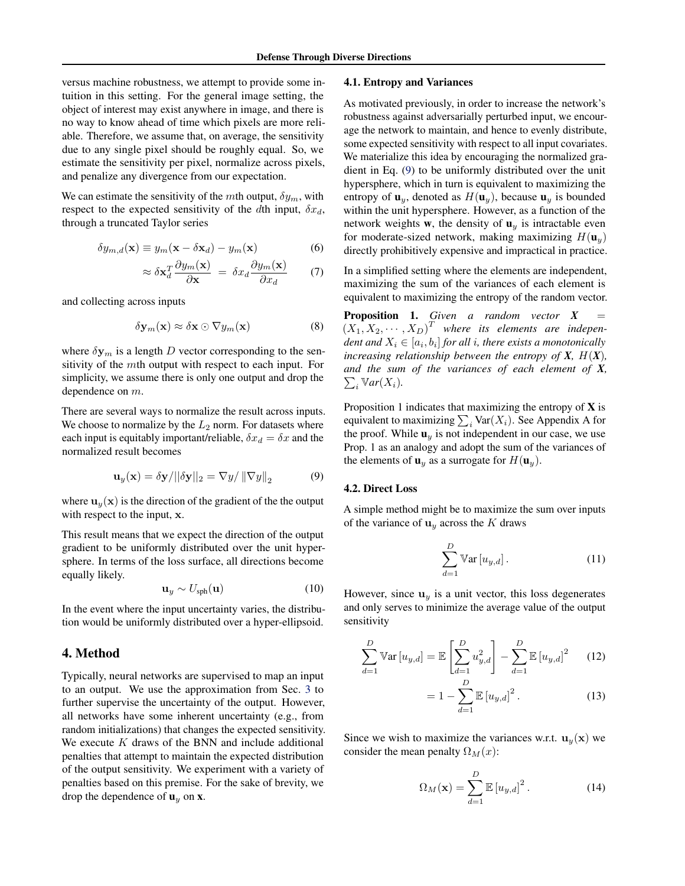versus machine robustness, we attempt to provide some intuition in this setting. For the general image setting, the object of interest may exist anywhere in image, and there is no way to know ahead of time which pixels are more reliable. Therefore, we assume that, on average, the sensitivity due to any single pixel should be roughly equal. So, we estimate the sensitivity per pixel, normalize across pixels, and penalize any divergence from our expectation.

We can estimate the sensitivity of the $m$th output, $\delta y_m$, with respect to the expected sensitivity of the $d$th input, $\delta x_d$, through a truncated Taylor series

$$\delta y_{m,d}(\mathbf{x}) \equiv y_m(\mathbf{x} - \delta \mathbf{x}_d) - y_m(\mathbf{x}) \tag{6}$$

$$\approx \delta \mathbf{x}_d^T \frac{\partial y_m(\mathbf{x})}{\partial \mathbf{x}} \; = \; \delta x_d \frac{\partial y_m(\mathbf{x})}{\partial x_d} \tag{7}$$

and collecting across inputs

$$\delta \mathbf{y}_m(\mathbf{x}) \approx \delta \mathbf{x} \odot \nabla y_m(\mathbf{x}) \tag{8}$$

where $\delta \mathbf{y}_m$ is a length $D$ vector corresponding to the sensitivity of the $m$th output with respect to each input. For simplicity, we assume there is only one output and drop the dependence on $m$.

There are several ways to normalize the result across inputs. We choose to normalize by the $L_2$ norm. For datasets where each input is equitably important/reliable, $\delta x_d = \delta x$ and the normalized result becomes

$$\mathbf{u}_y(\mathbf{x}) = \delta \mathbf{y} / ||\delta \mathbf{y}||_2 = \nabla y / \left\| \nabla y \right\|_2 \tag{9}$$

where $\mathbf{u}_y(\mathbf{x})$ is the direction of the gradient of the the output with respect to the input, $\mathbf{x}$.

This result means that we expect the direction of the output gradient to be uniformly distributed over the unit hypersphere. In terms of the loss surface, all directions become equally likely.

$$\mathbf{u}_y \sim U_{\text{sph}}(\mathbf{u}) \tag{10}$$

In the event where the input uncertainty varies, the distribution would be uniformly distributed over a hyper-ellipsoid.

# 4. Method

Typically, neural networks are supervised to map an input to an output. We use the approximation from Sec. 3 to further supervise the uncertainty of the output. However, all networks have some inherent uncertainty (e.g., from random initializations) that changes the expected sensitivity. We execute $K$ draws of the BNN and include additional penalties that attempt to maintain the expected distribution of the output sensitivity. We experiment with a variety of penalties based on this premise. For the sake of brevity, we drop the dependence of $\mathbf{u}_y$ on $\mathbf{x}$.

## 4.1. Entropy and Variances

As motivated previously, in order to increase the network's robustness against adversarially perturbed input, we encourage the network to maintain, and hence to evenly distribute, some expected sensitivity with respect to all input covariates. We materialize this idea by encouraging the normalized gradient in Eq. (9) to be uniformly distributed over the unit hypersphere, which in turn is equivalent to maximizing the entropy of $\mathbf{u}_y$, denoted as $H(\mathbf{u}_y)$, because $\mathbf{u}_y$ is bounded within the unit hypersphere. However, as a function of the network weights $\mathbf{w}$, the density of $\mathbf{u}_y$ is intractable even for moderate-sized network, making maximizing $H(\mathbf{u}_y)$ directly prohibitively expensive and impractical in practice.

In a simplified setting where the elements are independent, maximizing the sum of the variances of each element is equivalent to maximizing the entropy of the random vector.

**Proposition 1.** *Given a random vector* $\boldsymbol{X} = (X_1, X_2, \cdots, X_D)^T$ *where its elements are independent and* $X_i \in [a_i, b_i]$ *for all* $i$*, there exists a monotonically increasing relationship between the entropy of* $\boldsymbol{X}$*,* $H(\boldsymbol{X})$*, and the sum of the variances of each element of* $\boldsymbol{X}$*,* $\sum_i \mathbb{V}ar(X_i)$*.*

Proposition 1 indicates that maximizing the entropy of $\mathbf{X}$ is equivalent to maximizing $\sum_i \text{Var}(X_i)$. See Appendix A for the proof. While $\mathbf{u}_y$ is not independent in our case, we use Prop. 1 as an analogy and adopt the sum of the variances of the elements of $\mathbf{u}_y$ as a surrogate for $H(\mathbf{u}_y)$.

## 4.2. Direct Loss

A simple method might be to maximize the sum over inputs of the variance of $\mathbf{u}_y$ across the $K$ draws

$$\sum_{d=1}^{D} \mathbb{V}\text{ar}\left[u_{y,d}\right]. \tag{11}$$

However, since $\mathbf{u}_y$ is a unit vector, this loss degenerates and only serves to minimize the average value of the output sensitivity

$$\sum_{d=1}^{D} \mathbb{V}\text{ar}\left[u_{y,d}\right] = \mathbb{E}\left[\sum_{d=1}^{D} u_{y,d}^2\right] - \sum_{d=1}^{D} \mathbb{E}\left[u_{y,d}\right]^2 \tag{12}$$

$$= 1 - \sum_{d=1}^{D} \mathbb{E}\left[u_{y,d}\right]^2. \tag{13}$$

Since we wish to maximize the variances w.r.t. $\mathbf{u}_y(\mathbf{x})$ we consider the mean penalty $\Omega_M(x)$:

$$\Omega_M(\mathbf{x}) = \sum_{d=1}^{D} \mathbb{E}\left[u_{y,d}\right]^2. \tag{14}$$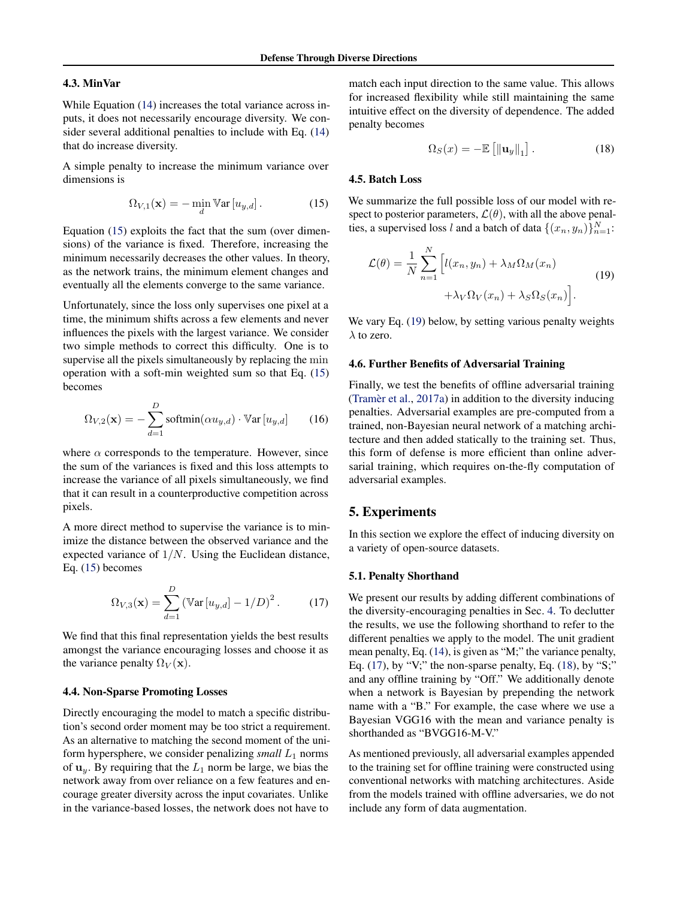### 4.3. MinVar

While Equation (14) increases the total variance across inputs, it does not necessarily encourage diversity. We consider several additional penalties to include with Eq. (14) that do increase diversity.

A simple penalty to increase the minimum variance over dimensions is

$$\Omega_{V,1}(\mathbf{x}) = -\min_{d} \mathbb{V}\mathrm{ar}\left[u_{y,d}\right]. \tag{15}$$

Equation (15) exploits the fact that the sum (over dimensions) of the variance is fixed. Therefore, increasing the minimum necessarily decreases the other values. In theory, as the network trains, the minimum element changes and eventually all the elements converge to the same variance.

Unfortunately, since the loss only supervises one pixel at a time, the minimum shifts across a few elements and never influences the pixels with the largest variance. We consider two simple methods to correct this difficulty. One is to supervise all the pixels simultaneously by replacing the min operation with a soft-min weighted sum so that Eq. (15) becomes

$$\Omega_{V,2}(\mathbf{x}) = -\sum_{d=1}^{D} \mathrm{softmin}(\alpha u_{y,d}) \cdot \mathbb{V}\mathrm{ar}\left[u_{y,d}\right] \tag{16}$$

where $\alpha$ corresponds to the temperature. However, since the sum of the variances is fixed and this loss attempts to increase the variance of all pixels simultaneously, we find that it can result in a counterproductive competition across pixels.

A more direct method to supervise the variance is to minimize the distance between the observed variance and the expected variance of $1/N$. Using the Euclidean distance, Eq. (15) becomes

$$\Omega_{V,3}(\mathbf{x}) = \sum_{d=1}^{D} \left(\mathbb{V}\mathrm{ar}\left[u_{y,d}\right] - 1/D\right)^2. \tag{17}$$

We find that this final representation yields the best results amongst the variance encouraging losses and choose it as the variance penalty $\Omega_V(\mathbf{x})$.

### 4.4. Non-Sparse Promoting Losses

Directly encouraging the model to match a specific distribution's second order moment may be too strict a requirement. As an alternative to matching the second moment of the uniform hypersphere, we consider penalizing *small* $L_1$ norms of $\mathbf{u}_y$. By requiring that the $L_1$ norm be large, we bias the network away from over reliance on a few features and encourage greater diversity across the input covariates. Unlike in the variance-based losses, the network does not have to match each input direction to the same value. This allows for increased flexibility while still maintaining the same intuitive effect on the diversity of dependence. The added penalty becomes

$$\Omega_S(x) = -\mathbb{E}\left[\|\mathbf{u}_y\|_1\right]. \tag{18}$$

### 4.5. Batch Loss

We summarize the full possible loss of our model with respect to posterior parameters, $\mathcal{L}(\theta)$, with all the above penalties, a supervised loss $l$ and a batch of data $\{(x_n, y_n)\}_{n=1}^{N}$:

$$\mathcal{L}(\theta) = \frac{1}{N}\sum_{n=1}^{N}\Big[l(x_n, y_n) + \lambda_M \Omega_M(x_n) + \lambda_V \Omega_V(x_n) + \lambda_S \Omega_S(x_n)\Big]. \tag{19}$$

We vary Eq. (19) below, by setting various penalty weights $\lambda$ to zero.

### 4.6. Further Benefits of Adversarial Training

Finally, we test the benefits of offline adversarial training (Tramèr et al., 2017a) in addition to the diversity inducing penalties. Adversarial examples are pre-computed from a trained, non-Bayesian neural network of a matching architecture and then added statically to the training set. Thus, this form of defense is more efficient than online adversarial training, which requires on-the-fly computation of adversarial examples.

## 5. Experiments

In this section we explore the effect of inducing diversity on a variety of open-source datasets.

### 5.1. Penalty Shorthand

We present our results by adding different combinations of the diversity-encouraging penalties in Sec. 4. To declutter the results, we use the following shorthand to refer to the different penalties we apply to the model. The unit gradient mean penalty, Eq. (14), is given as "M;" the variance penalty, Eq. (17), by "V;" the non-sparse penalty, Eq. (18), by "S;" and any offline training by "Off." We additionally denote when a network is Bayesian by prepending the network name with a "B." For example, the case where we use a Bayesian VGG16 with the mean and variance penalty is shorthanded as "BVGG16-M-V."

As mentioned previously, all adversarial examples appended to the training set for offline training were constructed using conventional networks with matching architectures. Aside from the models trained with offline adversaries, we do not include any form of data augmentation.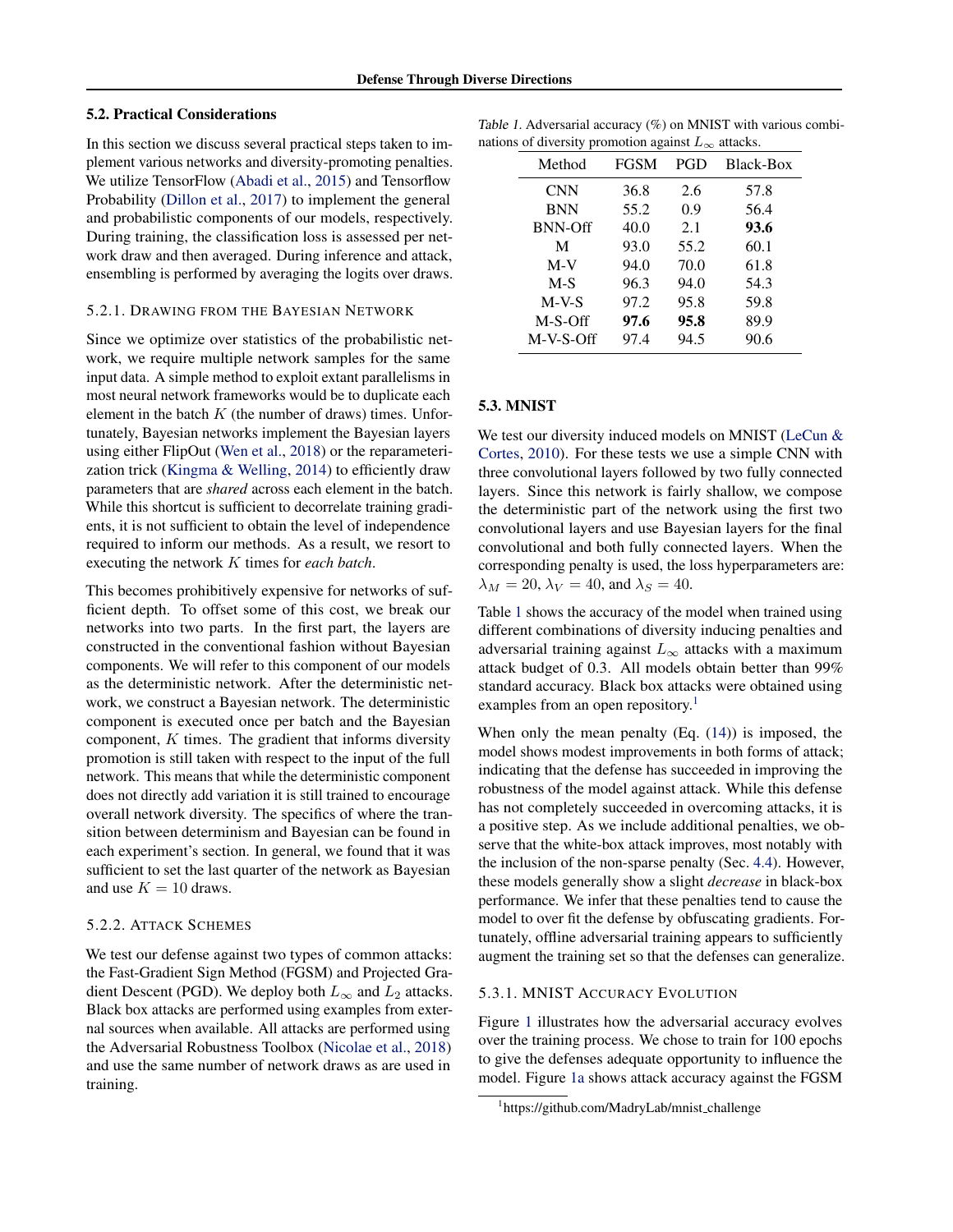### 5.2. Practical Considerations

In this section we discuss several practical steps taken to implement various networks and diversity-promoting penalties. We utilize TensorFlow (Abadi et al., 2015) and Tensorflow Probability (Dillon et al., 2017) to implement the general and probabilistic components of our models, respectively. During training, the classification loss is assessed per network draw and then averaged. During inference and attack, ensembling is performed by averaging the logits over draws.

#### 5.2.1. Drawing from the Bayesian Network

Since we optimize over statistics of the probabilistic network, we require multiple network samples for the same input data. A simple method to exploit extant parallelisms in most neural network frameworks would be to duplicate each element in the batch $K$ (the number of draws) times. Unfortunately, Bayesian networks implement the Bayesian layers using either FlipOut (Wen et al., 2018) or the reparameterization trick (Kingma & Welling, 2014) to efficiently draw parameters that are *shared* across each element in the batch. While this shortcut is sufficient to decorrelate training gradients, it is not sufficient to obtain the level of independence required to inform our methods. As a result, we resort to executing the network $K$ times for *each batch*.

This becomes prohibitively expensive for networks of sufficient depth. To offset some of this cost, we break our networks into two parts. In the first part, the layers are constructed in the conventional fashion without Bayesian components. We will refer to this component of our models as the deterministic network. After the deterministic network, we construct a Bayesian network. The deterministic component is executed once per batch and the Bayesian component, $K$ times. The gradient that informs diversity promotion is still taken with respect to the input of the full network. This means that while the deterministic component does not directly add variation it is still trained to encourage overall network diversity. The specifics of where the transition between determinism and Bayesian can be found in each experiment's section. In general, we found that it was sufficient to set the last quarter of the network as Bayesian and use $K = 10$ draws.

#### 5.2.2. Attack Schemes

We test our defense against two types of common attacks: the Fast-Gradient Sign Method (FGSM) and Projected Gradient Descent (PGD). We deploy both $L_\infty$ and $L_2$ attacks. Black box attacks are performed using examples from external sources when available. All attacks are performed using the Adversarial Robustness Toolbox (Nicolae et al., 2018) and use the same number of network draws as are used in training.

Table 1. Adversarial accuracy (%) on MNIST with various combinations of diversity promotion against $L_\infty$ attacks.

| Method | FGSM | PGD | Black-Box |
|---|---|---|---|
| CNN | 36.8 | 2.6 | 57.8 |
| BNN | 55.2 | 0.9 | 56.4 |
| BNN-Off | 40.0 | 2.1 | **93.6** |
| M | 93.0 | 55.2 | 60.1 |
| M-V | 94.0 | 70.0 | 61.8 |
| M-S | 96.3 | 94.0 | 54.3 |
| M-V-S | 97.2 | 95.8 | 59.8 |
| M-S-Off | **97.6** | **95.8** | 89.9 |
| M-V-S-Off | 97.4 | 94.5 | 90.6 |

### 5.3. MNIST

We test our diversity induced models on MNIST (LeCun & Cortes, 2010). For these tests we use a simple CNN with three convolutional layers followed by two fully connected layers. Since this network is fairly shallow, we compose the deterministic part of the network using the first two convolutional layers and use Bayesian layers for the final convolutional and both fully connected layers. When the corresponding penalty is used, the loss hyperparameters are: $\lambda_M = 20$, $\lambda_V = 40$, and $\lambda_S = 40$.

Table 1 shows the accuracy of the model when trained using different combinations of diversity inducing penalties and adversarial training against $L_\infty$ attacks with a maximum attack budget of 0.3. All models obtain better than 99% standard accuracy. Black box attacks were obtained using examples from an open repository.[1]

When only the mean penalty (Eq. (14)) is imposed, the model shows modest improvements in both forms of attack; indicating that the defense has succeeded in improving the robustness of the model against attack. While this defense has not completely succeeded in overcoming attacks, it is a positive step. As we include additional penalties, we observe that the white-box attack improves, most notably with the inclusion of the non-sparse penalty (Sec. 4.4). However, these models generally show a slight *decrease* in black-box performance. We infer that these penalties tend to cause the model to over fit the defense by obfuscating gradients. Fortunately, offline adversarial training appears to sufficiently augment the training set so that the defenses can generalize.

#### 5.3.1. MNIST Accuracy Evolution

Figure 1 illustrates how the adversarial accuracy evolves over the training process. We chose to train for 100 epochs to give the defenses adequate opportunity to influence the model. Figure 1a shows attack accuracy against the FGSM

[1] https://github.com/MadryLab/mnist_challenge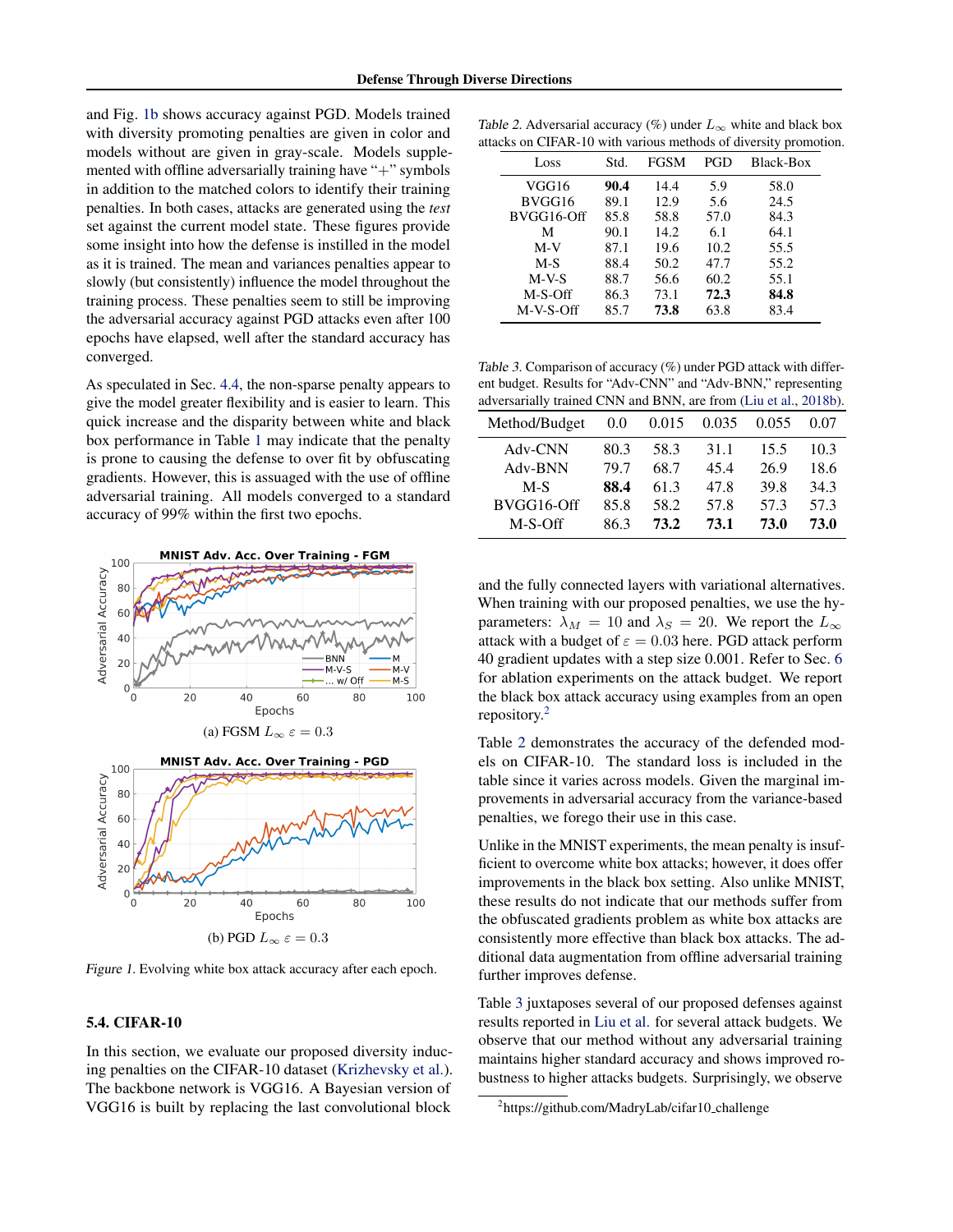and Fig. 1b shows accuracy against PGD. Models trained with diversity promoting penalties are given in color and models without are given in gray-scale. Models supplemented with offline adversarially training have "+" symbols in addition to the matched colors to identify their training penalties. In both cases, attacks are generated using the *test* set against the current model state. These figures provide some insight into how the defense is instilled in the model as it is trained. The mean and variances penalties appear to slowly (but consistently) influence the model throughout the training process. These penalties seem to still be improving the adversarial accuracy against PGD attacks even after 100 epochs have elapsed, well after the standard accuracy has converged.

As speculated in Sec. 4.4, the non-sparse penalty appears to give the model greater flexibility and is easier to learn. This quick increase and the disparity between white and black box performance in Table 1 may indicate that the penalty is prone to causing the defense to over fit by obfuscating gradients. However, this is assuaged with the use of offline adversarial training. All models converged to a standard accuracy of 99% within the first two epochs.

(a) FGSM $L_\infty$ $\varepsilon = 0.3$

(b) PGD $L_\infty$ $\varepsilon = 0.3$

*Figure 1.* Evolving white box attack accuracy after each epoch.

### 5.4. CIFAR-10

In this section, we evaluate our proposed diversity inducing penalties on the CIFAR-10 dataset (Krizhevsky et al.). The backbone network is VGG16. A Bayesian version of VGG16 is built by replacing the last convolutional block and the fully connected layers with variational alternatives. When training with our proposed penalties, we use the hyperparameters: $\lambda_M = 10$ and $\lambda_S = 20$. We report the $L_\infty$ attack with a budget of $\varepsilon = 0.03$ here. PGD attack perform 40 gradient updates with a step size 0.001. Refer to Sec. 6 for ablation experiments on the attack budget. We report the black box attack accuracy using examples from an open repository.[2]

*Table 2.* Adversarial accuracy (%) under $L_\infty$ white and black box attacks on CIFAR-10 with various methods of diversity promotion.

| Loss | Std. | FGSM | PGD | Black-Box |
|---|---|---|---|---|
| VGG16 | **90.4** | 14.4 | 5.9 | 58.0 |
| BVGG16 | 89.1 | 12.9 | 5.6 | 24.5 |
| BVGG16-Off | 85.8 | 58.8 | 57.0 | 84.3 |
| M | 90.1 | 14.2 | 6.1 | 64.1 |
| M-V | 87.1 | 19.6 | 10.2 | 55.5 |
| M-S | 88.4 | 50.2 | 47.7 | 55.2 |
| M-V-S | 88.7 | 56.6 | 60.2 | 55.1 |
| M-S-Off | 86.3 | 73.1 | **72.3** | **84.8** |
| M-V-S-Off | 85.7 | **73.8** | 63.8 | 83.4 |

*Table 3.* Comparison of accuracy (%) under PGD attack with different budget. Results for "Adv-CNN" and "Adv-BNN," representing adversarially trained CNN and BNN, are from (Liu et al., 2018b).

| Method/Budget | 0.0 | 0.015 | 0.035 | 0.055 | 0.07 |
|---|---|---|---|---|---|
| Adv-CNN | 80.3 | 58.3 | 31.1 | 15.5 | 10.3 |
| Adv-BNN | 79.7 | 68.7 | 45.4 | 26.9 | 18.6 |
| M-S | **88.4** | 61.3 | 47.8 | 39.8 | 34.3 |
| BVGG16-Off | 85.8 | 58.2 | 57.8 | 57.3 | 57.3 |
| M-S-Off | 86.3 | **73.2** | **73.1** | **73.0** | **73.0** |

Table 2 demonstrates the accuracy of the defended models on CIFAR-10. The standard loss is included in the table since it varies across models. Given the marginal improvements in adversarial accuracy from the variance-based penalties, we forego their use in this case.

Unlike in the MNIST experiments, the mean penalty is insufficient to overcome white box attacks; however, it does offer improvements in the black box setting. Also unlike MNIST, these results do not indicate that our methods suffer from the obfuscated gradients problem as white box attacks are consistently more effective than black box attacks. The additional data augmentation from offline adversarial training further improves defense.

Table 3 juxtaposes several of our proposed defenses against results reported in Liu et al. for several attack budgets. We observe that our method without any adversarial training maintains higher standard accuracy and shows improved robustness to higher attacks budgets. Surprisingly, we observe

[2] https://github.com/MadryLab/cifar10_challenge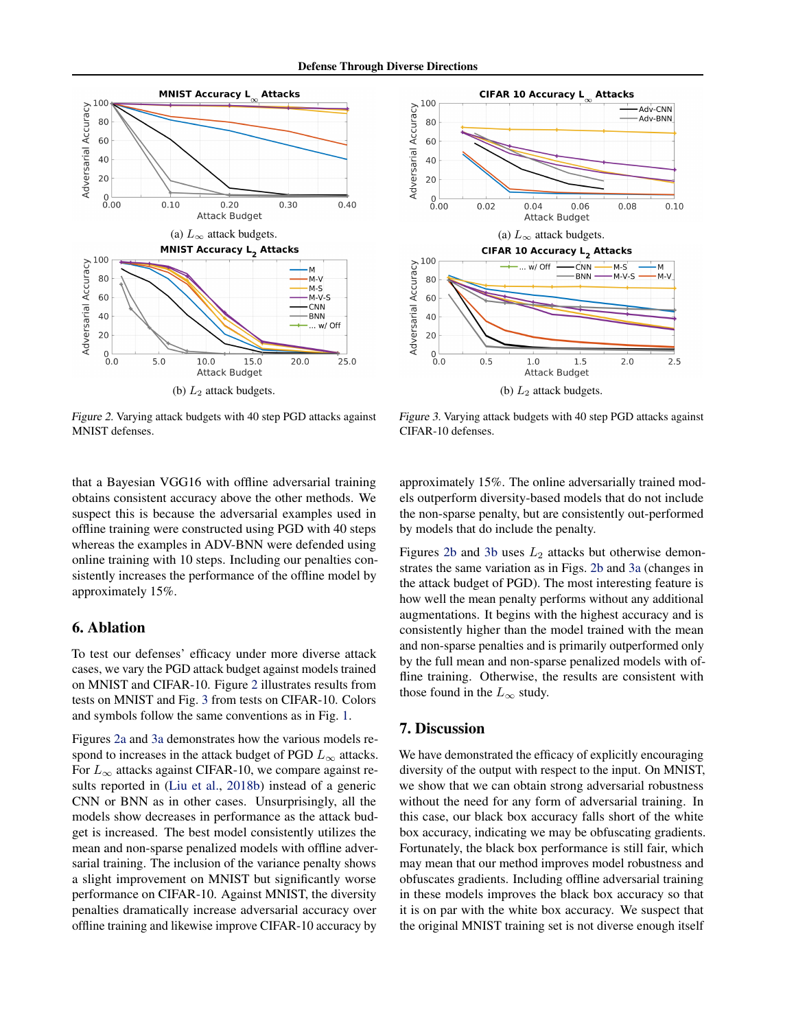(a) $L_\infty$ attack budgets.

(b) $L_2$ attack budgets.

*Figure 2.* Varying attack budgets with 40 step PGD attacks against MNIST defenses.

(a) $L_\infty$ attack budgets.

(b) $L_2$ attack budgets.

*Figure 3.* Varying attack budgets with 40 step PGD attacks against CIFAR-10 defenses.

that a Bayesian VGG16 with offline adversarial training obtains consistent accuracy above the other methods. We suspect this is because the adversarial examples used in offline training were constructed using PGD with 40 steps whereas the examples in ADV-BNN were defended using online training with 10 steps. Including our penalties consistently increases the performance of the offline model by approximately 15%.

## 6. Ablation

To test our defenses' efficacy under more diverse attack cases, we vary the PGD attack budget against models trained on MNIST and CIFAR-10. Figure 2 illustrates results from tests on MNIST and Fig. 3 from tests on CIFAR-10. Colors and symbols follow the same conventions as in Fig. 1.

Figures 2a and 3a demonstrates how the various models respond to increases in the attack budget of PGD $L_\infty$ attacks. For $L_\infty$ attacks against CIFAR-10, we compare against results reported in (Liu et al., 2018b) instead of a generic CNN or BNN as in other cases. Unsurprisingly, all the models show decreases in performance as the attack budget is increased. The best model consistently utilizes the mean and non-sparse penalized models with offline adversarial training. The inclusion of the variance penalty shows a slight improvement on MNIST but significantly worse performance on CIFAR-10. Against MNIST, the diversity penalties dramatically increase adversarial accuracy over offline training and likewise improve CIFAR-10 accuracy by approximately 15%. The online adversarially trained models outperform diversity-based models that do not include the non-sparse penalty, but are consistently out-performed by models that do include the penalty.

Figures 2b and 3b uses $L_2$ attacks but otherwise demonstrates the same variation as in Figs. 2b and 3a (changes in the attack budget of PGD). The most interesting feature is how well the mean penalty performs without any additional augmentations. It begins with the highest accuracy and is consistently higher than the model trained with the mean and non-sparse penalties and is primarily outperformed only by the full mean and non-sparse penalized models with offline training. Otherwise, the results are consistent with those found in the $L_\infty$ study.

## 7. Discussion

We have demonstrated the efficacy of explicitly encouraging diversity of the output with respect to the input. On MNIST, we show that we can obtain strong adversarial robustness without the need for any form of adversarial training. In this case, our black box accuracy falls short of the white box accuracy, indicating we may be obfuscating gradients. Fortunately, the black box performance is still fair, which may mean that our method improves model robustness and obfuscates gradients. Including offline adversarial training in these models improves the black box accuracy so that it is on par with the white box accuracy. We suspect that the original MNIST training set is not diverse enough itself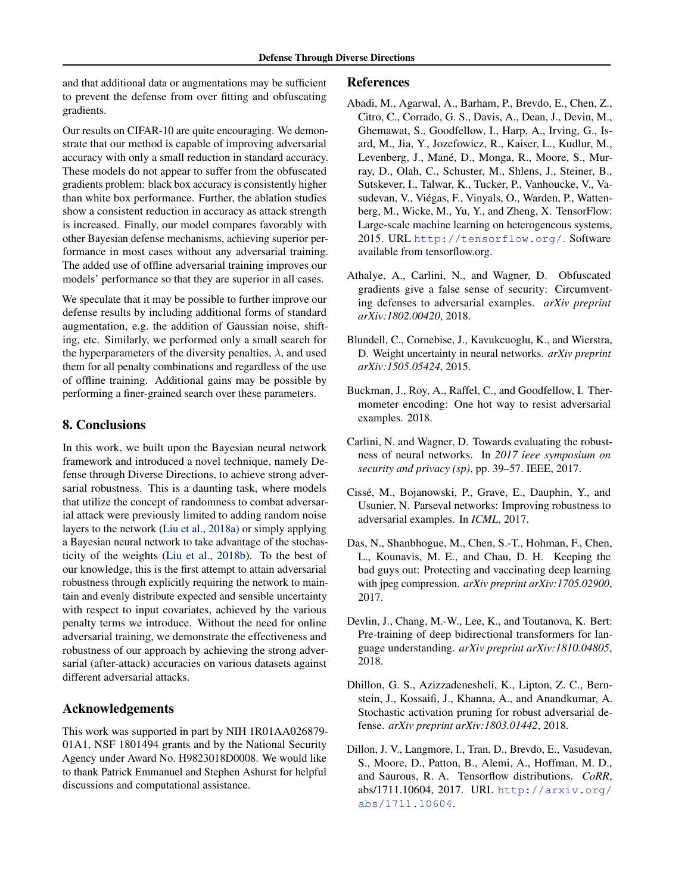and that additional data or augmentations may be sufficient to prevent the defense from over fitting and obfuscating gradients.

Our results on CIFAR-10 are quite encouraging. We demonstrate that our method is capable of improving adversarial accuracy with only a small reduction in standard accuracy. These models do not appear to suffer from the obfuscated gradients problem: black box accuracy is consistently higher than white box performance. Further, the ablation studies show a consistent reduction in accuracy as attack strength is increased. Finally, our model compares favorably with other Bayesian defense mechanisms, achieving superior performance in most cases without any adversarial training. The added use of offline adversarial training improves our models' performance so that they are superior in all cases.

We speculate that it may be possible to further improve our defense results by including additional forms of standard augmentation, e.g. the addition of Gaussian noise, shifting, etc. Similarly, we performed only a small search for the hyperparameters of the diversity penalties, $\lambda$, and used them for all penalty combinations and regardless of the use of offline training. Additional gains may be possible by performing a finer-grained search over these parameters.

## 8. Conclusions

In this work, we built upon the Bayesian neural network framework and introduced a novel technique, namely Defense through Diverse Directions, to achieve strong adversarial robustness. This is a daunting task, where models that utilize the concept of randomness to combat adversarial attack were previously limited to adding random noise layers to the network (Liu et al., 2018a) or simply applying a Bayesian neural network to take advantage of the stochasticity of the weights (Liu et al., 2018b). To the best of our knowledge, this is the first attempt to attain adversarial robustness through explicitly requiring the network to maintain and evenly distribute expected and sensible uncertainty with respect to input covariates, achieved by the various penalty terms we introduce. Without the need for online adversarial training, we demonstrate the effectiveness and robustness of our approach by achieving the strong adversarial (after-attack) accuracies on various datasets against different adversarial attacks.

## Acknowledgements

This work was supported in part by NIH 1R01AA026879-01A1, NSF 1801494 grants and by the National Security Agency under Award No. H9823018D0008. We would like to thank Patrick Emmanuel and Stephen Ashurst for helpful discussions and computational assistance.

## References

Abadi, M., Agarwal, A., Barham, P., Brevdo, E., Chen, Z., Citro, C., Corrado, G. S., Davis, A., Dean, J., Devin, M., Ghemawat, S., Goodfellow, I., Harp, A., Irving, G., Isard, M., Jia, Y., Jozefowicz, R., Kaiser, L., Kudlur, M., Levenberg, J., Mané, D., Monga, R., Moore, S., Murray, D., Olah, C., Schuster, M., Shlens, J., Steiner, B., Sutskever, I., Talwar, K., Tucker, P., Vanhoucke, V., Vasudevan, V., Viégas, F., Vinyals, O., Warden, P., Wattenberg, M., Wicke, M., Yu, Y., and Zheng, X. TensorFlow: Large-scale machine learning on heterogeneous systems, 2015. URL http://tensorflow.org/. Software available from tensorflow.org.

Athalye, A., Carlini, N., and Wagner, D. Obfuscated gradients give a false sense of security: Circumventing defenses to adversarial examples. *arXiv preprint arXiv:1802.00420*, 2018.

Blundell, C., Cornebise, J., Kavukcuoglu, K., and Wierstra, D. Weight uncertainty in neural networks. *arXiv preprint arXiv:1505.05424*, 2015.

Buckman, J., Roy, A., Raffel, C., and Goodfellow, I. Thermometer encoding: One hot way to resist adversarial examples. 2018.

Carlini, N. and Wagner, D. Towards evaluating the robustness of neural networks. In *2017 ieee symposium on security and privacy (sp)*, pp. 39–57. IEEE, 2017.

Cissé, M., Bojanowski, P., Grave, E., Dauphin, Y., and Usunier, N. Parseval networks: Improving robustness to adversarial examples. In *ICML*, 2017.

Das, N., Shanbhogue, M., Chen, S.-T., Hohman, F., Chen, L., Kounavis, M. E., and Chau, D. H. Keeping the bad guys out: Protecting and vaccinating deep learning with jpeg compression. *arXiv preprint arXiv:1705.02900*, 2017.

Devlin, J., Chang, M.-W., Lee, K., and Toutanova, K. Bert: Pre-training of deep bidirectional transformers for language understanding. *arXiv preprint arXiv:1810.04805*, 2018.

Dhillon, G. S., Azizzadenesheli, K., Lipton, Z. C., Bernstein, J., Kossaifi, J., Khanna, A., and Anandkumar, A. Stochastic activation pruning for robust adversarial defense. *arXiv preprint arXiv:1803.01442*, 2018.

Dillon, J. V., Langmore, I., Tran, D., Brevdo, E., Vasudevan, S., Moore, D., Patton, B., Alemi, A., Hoffman, M. D., and Saurous, R. A. Tensorflow distributions. *CoRR*, abs/1711.10604, 2017. URL http://arxiv.org/abs/1711.10604.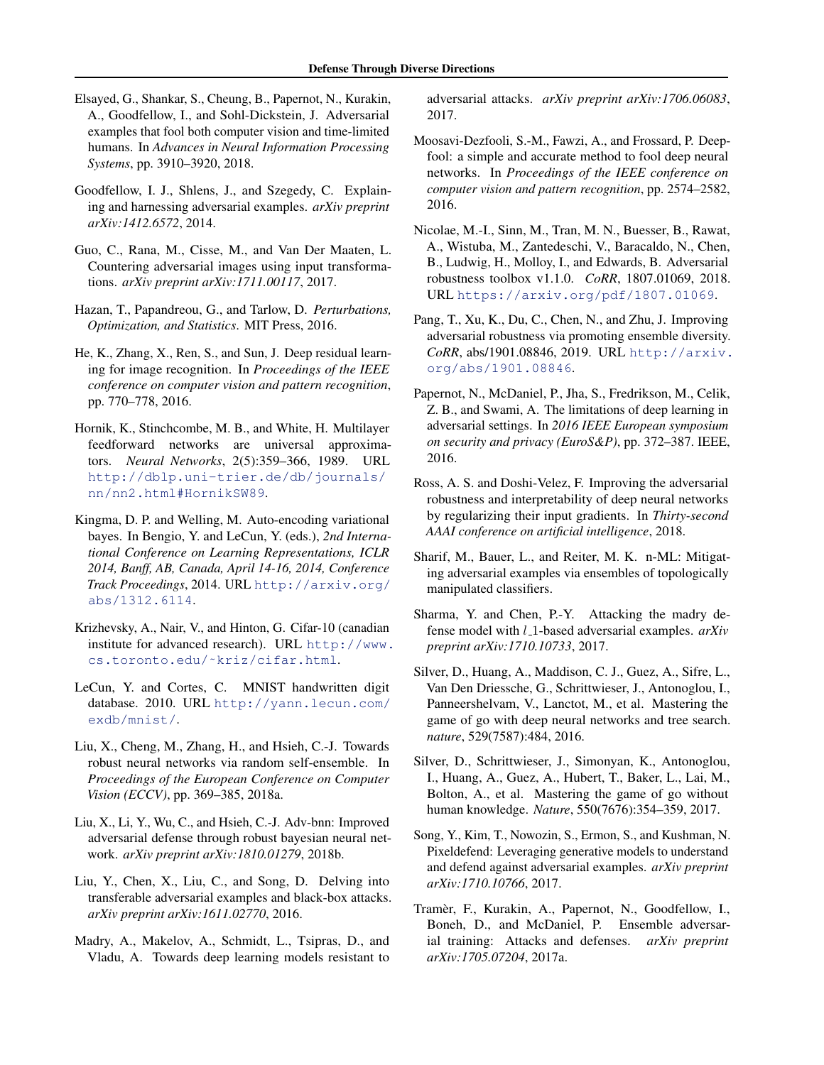Elsayed, G., Shankar, S., Cheung, B., Papernot, N., Kurakin, A., Goodfellow, I., and Sohl-Dickstein, J. Adversarial examples that fool both computer vision and time-limited humans. In *Advances in Neural Information Processing Systems*, pp. 3910–3920, 2018.

Goodfellow, I. J., Shlens, J., and Szegedy, C. Explaining and harnessing adversarial examples. *arXiv preprint arXiv:1412.6572*, 2014.

Guo, C., Rana, M., Cisse, M., and Van Der Maaten, L. Countering adversarial images using input transformations. *arXiv preprint arXiv:1711.00117*, 2017.

Hazan, T., Papandreou, G., and Tarlow, D. *Perturbations, Optimization, and Statistics*. MIT Press, 2016.

He, K., Zhang, X., Ren, S., and Sun, J. Deep residual learning for image recognition. In *Proceedings of the IEEE conference on computer vision and pattern recognition*, pp. 770–778, 2016.

Hornik, K., Stinchcombe, M. B., and White, H. Multilayer feedforward networks are universal approximators. *Neural Networks*, 2(5):359–366, 1989. URL http://dblp.uni-trier.de/db/journals/nn/nn2.html#HornikSW89.

Kingma, D. P. and Welling, M. Auto-encoding variational bayes. In Bengio, Y. and LeCun, Y. (eds.), *2nd International Conference on Learning Representations, ICLR 2014, Banff, AB, Canada, April 14-16, 2014, Conference Track Proceedings*, 2014. URL http://arxiv.org/abs/1312.6114.

Krizhevsky, A., Nair, V., and Hinton, G. Cifar-10 (canadian institute for advanced research). URL http://www.cs.toronto.edu/~kriz/cifar.html.

LeCun, Y. and Cortes, C. MNIST handwritten digit database. 2010. URL http://yann.lecun.com/exdb/mnist/.

Liu, X., Cheng, M., Zhang, H., and Hsieh, C.-J. Towards robust neural networks via random self-ensemble. In *Proceedings of the European Conference on Computer Vision (ECCV)*, pp. 369–385, 2018a.

Liu, X., Li, Y., Wu, C., and Hsieh, C.-J. Adv-bnn: Improved adversarial defense through robust bayesian neural network. *arXiv preprint arXiv:1810.01279*, 2018b.

Liu, Y., Chen, X., Liu, C., and Song, D. Delving into transferable adversarial examples and black-box attacks. *arXiv preprint arXiv:1611.02770*, 2016.

Madry, A., Makelov, A., Schmidt, L., Tsipras, D., and Vladu, A. Towards deep learning models resistant to adversarial attacks. *arXiv preprint arXiv:1706.06083*, 2017.

Moosavi-Dezfooli, S.-M., Fawzi, A., and Frossard, P. Deepfool: a simple and accurate method to fool deep neural networks. In *Proceedings of the IEEE conference on computer vision and pattern recognition*, pp. 2574–2582, 2016.

Nicolae, M.-I., Sinn, M., Tran, M. N., Buesser, B., Rawat, A., Wistuba, M., Zantedeschi, V., Baracaldo, N., Chen, B., Ludwig, H., Molloy, I., and Edwards, B. Adversarial robustness toolbox v1.1.0. *CoRR*, 1807.01069, 2018. URL https://arxiv.org/pdf/1807.01069.

Pang, T., Xu, K., Du, C., Chen, N., and Zhu, J. Improving adversarial robustness via promoting ensemble diversity. *CoRR*, abs/1901.08846, 2019. URL http://arxiv.org/abs/1901.08846.

Papernot, N., McDaniel, P., Jha, S., Fredrikson, M., Celik, Z. B., and Swami, A. The limitations of deep learning in adversarial settings. In *2016 IEEE European symposium on security and privacy (EuroS&P)*, pp. 372–387. IEEE, 2016.

Ross, A. S. and Doshi-Velez, F. Improving the adversarial robustness and interpretability of deep neural networks by regularizing their input gradients. In *Thirty-second AAAI conference on artificial intelligence*, 2018.

Sharif, M., Bauer, L., and Reiter, M. K. n-ML: Mitigating adversarial examples via ensembles of topologically manipulated classifiers.

Sharma, Y. and Chen, P.-Y. Attacking the madry defense model with $l\_1$-based adversarial examples. *arXiv preprint arXiv:1710.10733*, 2017.

Silver, D., Huang, A., Maddison, C. J., Guez, A., Sifre, L., Van Den Driessche, G., Schrittwieser, J., Antonoglou, I., Panneershelvam, V., Lanctot, M., et al. Mastering the game of go with deep neural networks and tree search. *nature*, 529(7587):484, 2016.

Silver, D., Schrittwieser, J., Simonyan, K., Antonoglou, I., Huang, A., Guez, A., Hubert, T., Baker, L., Lai, M., Bolton, A., et al. Mastering the game of go without human knowledge. *Nature*, 550(7676):354–359, 2017.

Song, Y., Kim, T., Nowozin, S., Ermon, S., and Kushman, N. Pixeldefend: Leveraging generative models to understand and defend against adversarial examples. *arXiv preprint arXiv:1710.10766*, 2017.

Tramèr, F., Kurakin, A., Papernot, N., Goodfellow, I., Boneh, D., and McDaniel, P. Ensemble adversarial training: Attacks and defenses. *arXiv preprint arXiv:1705.07204*, 2017a.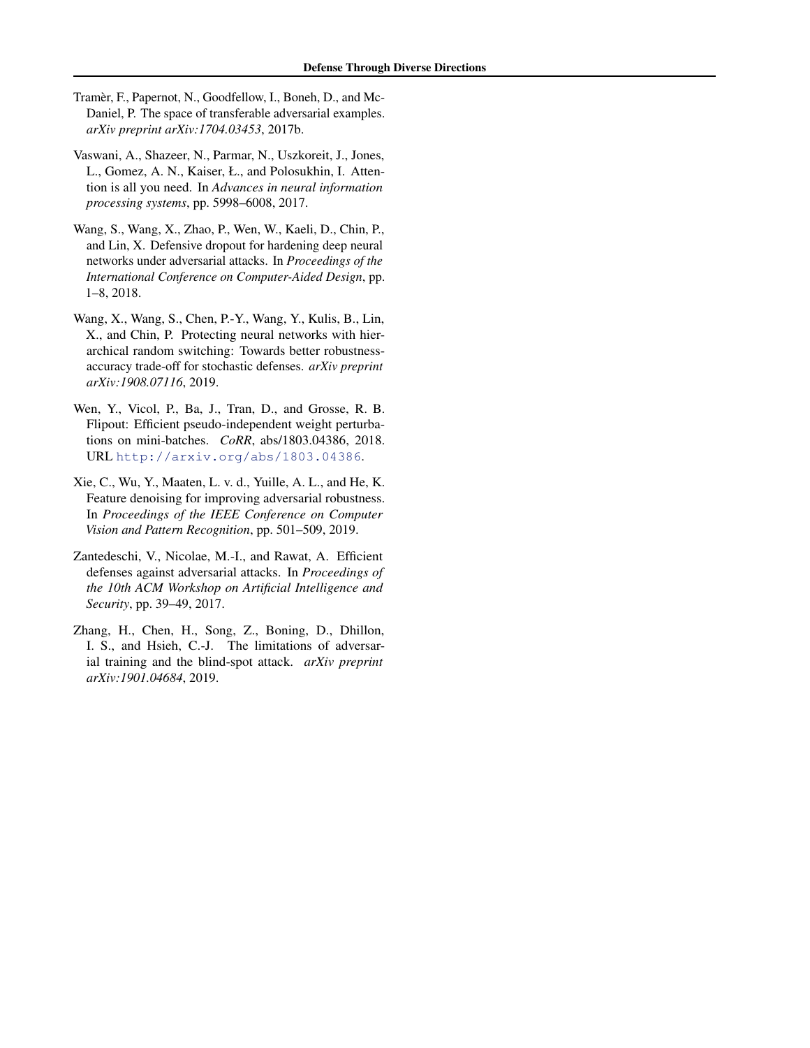Tramèr, F., Papernot, N., Goodfellow, I., Boneh, D., and McDaniel, P. The space of transferable adversarial examples. *arXiv preprint arXiv:1704.03453*, 2017b.

Vaswani, A., Shazeer, N., Parmar, N., Uszkoreit, J., Jones, L., Gomez, A. N., Kaiser, Ł., and Polosukhin, I. Attention is all you need. In *Advances in neural information processing systems*, pp. 5998–6008, 2017.

Wang, S., Wang, X., Zhao, P., Wen, W., Kaeli, D., Chin, P., and Lin, X. Defensive dropout for hardening deep neural networks under adversarial attacks. In *Proceedings of the International Conference on Computer-Aided Design*, pp. 1–8, 2018.

Wang, X., Wang, S., Chen, P.-Y., Wang, Y., Kulis, B., Lin, X., and Chin, P. Protecting neural networks with hierarchical random switching: Towards better robustness-accuracy trade-off for stochastic defenses. *arXiv preprint arXiv:1908.07116*, 2019.

Wen, Y., Vicol, P., Ba, J., Tran, D., and Grosse, R. B. Flipout: Efficient pseudo-independent weight perturbations on mini-batches. *CoRR*, abs/1803.04386, 2018. URL http://arxiv.org/abs/1803.04386.

Xie, C., Wu, Y., Maaten, L. v. d., Yuille, A. L., and He, K. Feature denoising for improving adversarial robustness. In *Proceedings of the IEEE Conference on Computer Vision and Pattern Recognition*, pp. 501–509, 2019.

Zantedeschi, V., Nicolae, M.-I., and Rawat, A. Efficient defenses against adversarial attacks. In *Proceedings of the 10th ACM Workshop on Artificial Intelligence and Security*, pp. 39–49, 2017.

Zhang, H., Chen, H., Song, Z., Boning, D., Dhillon, I. S., and Hsieh, C.-J. The limitations of adversarial training and the blind-spot attack. *arXiv preprint arXiv:1901.04684*, 2019.